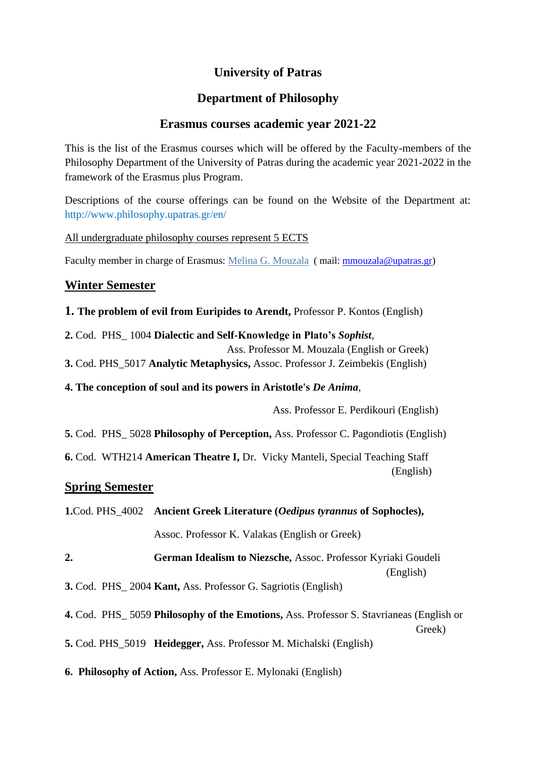# University of Patras

## Department of Philosophy

## Erasmus courses academic year 2021-22

This is the list of the Erasmus courses which will be offered by the Faculty-members of the Philosophy Department of the University of Patras during the academic year 2021-2022 in the framework of the Erasmus plus Program.

Descriptions of the course offerings can be found on the Website of the Department at: http://www.philosophy.upatras.gr/en/

All undergraduate philosophy courses represent 5 ECTS

Faculty member in charge of Erasmus: Melina G. Mouzala ( mail: mmouzala@upatras.gr)

## Winter Semester

**1. The problem of evil from Euripides to Arendt,** Professor P. Kontos (English)

**2.** Cod. PHS_ 1004 **Dialectic and Self-Knowledge in Plato's *Sophist*,** Ass. Professor M. Mouzala (English or Greek)

**3.** Cod. PHS_5017 **Analytic Metaphysics,** Assoc. Professor J. Zeimbekis (English)

**4. The conception of soul and its powers in Aristotle's *De Anima*,** Ass. Professor E. Perdikouri (English)

**5.** Cod. PHS_ 5028 **Philosophy of Perception,** Ass. Professor C. Pagondiotis (English)

**6.** Cod. WTH214 **American Theatre I,** Dr. Vicky Manteli, Special Teaching Staff (English)

## Spring Semester

**1.** Cod. PHS_4002 **Ancient Greek Literature (*Oedipus tyrannus* of Sophocles),** Assoc. Professor K. Valakas (English or Greek)

**2. German Idealism to Niezsche,** Assoc. Professor Kyriaki Goudeli (English)

**3.** Cod. PHS_ 2004 **Kant,** Ass. Professor G. Sagriotis (English)

**4.** Cod. PHS_ 5059 **Philosophy of the Emotions,** Ass. Professor S. Stavrianeas (English or Greek)

**5.** Cod. PHS_5019 **Heidegger,** Ass. Professor M. Michalski (English)

**6. Philosophy of Action,** Ass. Professor E. Mylonaki (English)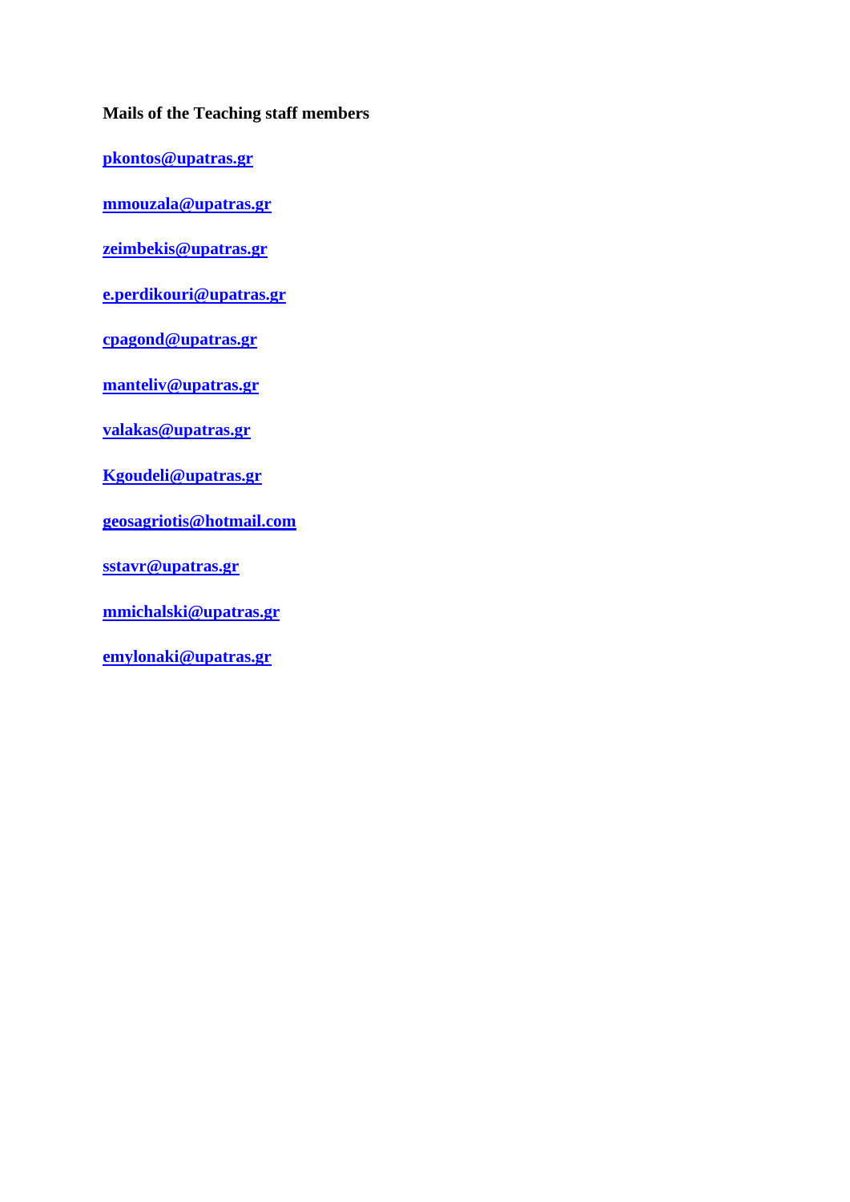**Mails of the Teaching staff members**

pkontos@upatras.gr

mmouzala@upatras.gr

zeimbekis@upatras.gr

e.perdikouri@upatras.gr

cpagond@upatras.gr

manteliv@upatras.gr

valakas@upatras.gr

Kgoudeli@upatras.gr

geosagriotis@hotmail.com

sstavr@upatras.gr

mmichalski@upatras.gr

emylonaki@upatras.gr